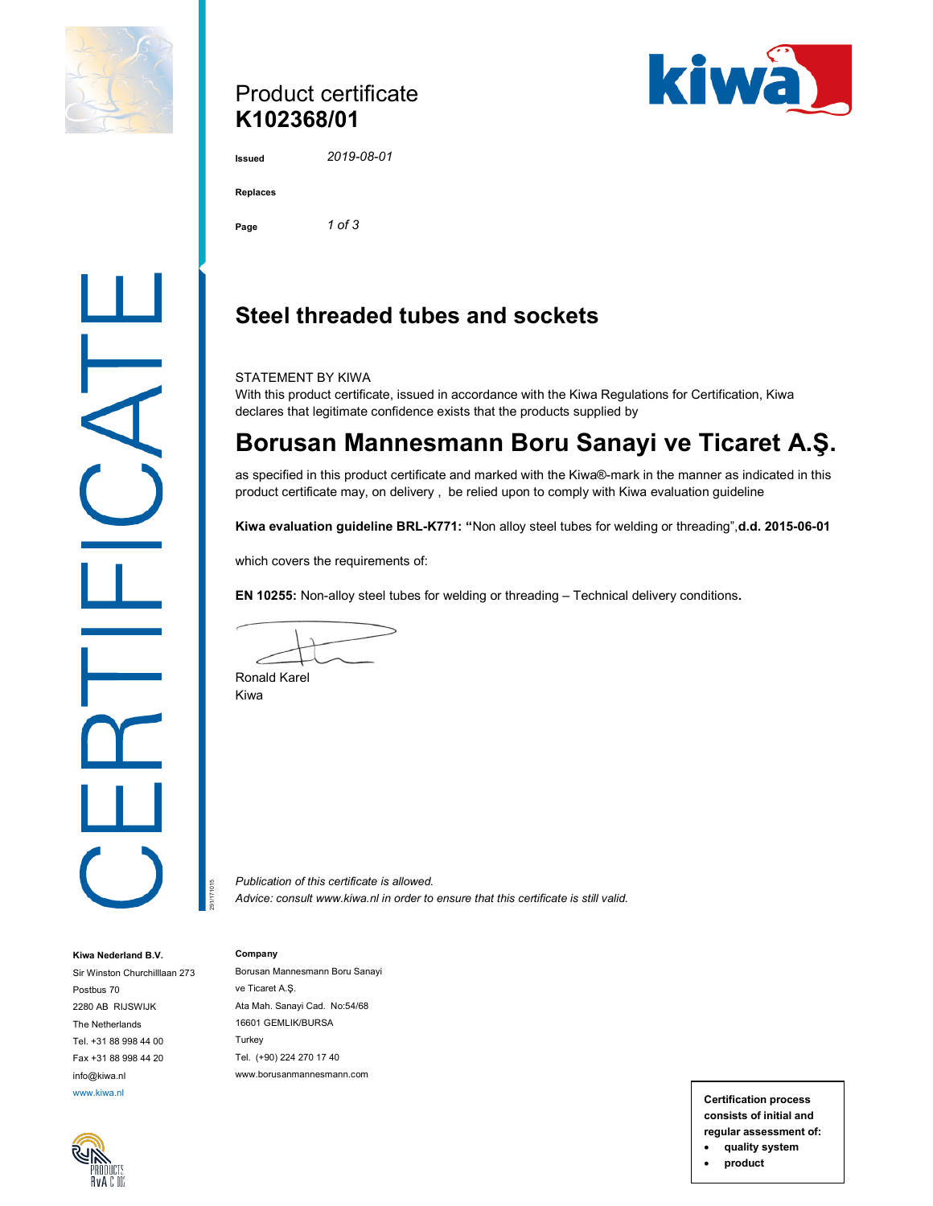Product certificate
**K102368/01**

**Issued** 2019-08-01

**Replaces**

# Steel threaded tubes and sockets

STATEMENT BY KIWA
With this product certificate, issued in accordance with the Kiwa Regulations for Certification, Kiwa declares that legitimate confidence exists that the products supplied by

## Borusan Mannesmann Boru Sanayi ve Ticaret A.Ş.

as specified in this product certificate and marked with the Kiwa®-mark in the manner as indicated in this product certificate may, on delivery , be relied upon to comply with Kiwa evaluation guideline

**Kiwa evaluation guideline BRL-K771: "**Non alloy steel tubes for welding or threading",**d.d. 2015-06-01**

which covers the requirements of:

**EN 10255:** Non-alloy steel tubes for welding or threading – Technical delivery conditions**.**

Ronald Karel
Kiwa

*Publication of this certificate is allowed.*
*Advice: consult www.kiwa.nl in order to ensure that this certificate is still valid.*

**Kiwa Nederland B.V.**
Sir Winston Churchilllaan 273
Postbus 70
2280 AB RIJSWIJK
The Netherlands
Tel. +31 88 998 44 00
Fax +31 88 998 44 20
info@kiwa.nl
www.kiwa.nl

**Company**
Borusan Mannesmann Boru Sanayi ve Ticaret A.Ş.
Ata Mah. Sanayi Cad. No:54/68
16601 GEMLIK/BURSA
Turkey
Tel. (+90) 224 270 17 40
www.borusanmannesmann.com

**Certification process consists of initial and regular assessment of:**

- **quality system**
- **product**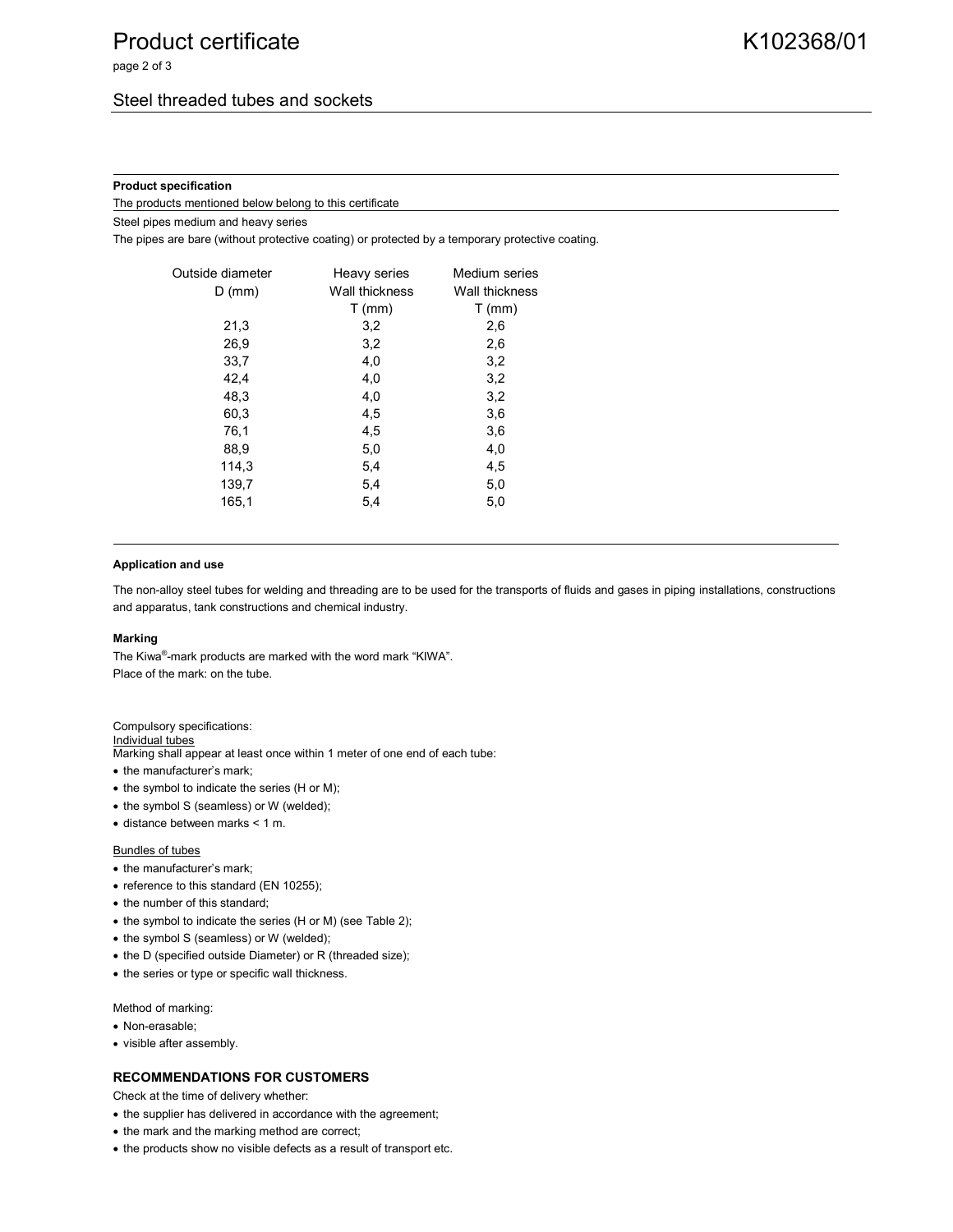## Steel threaded tubes and sockets

**Product specification**

The products mentioned below belong to this certificate

Steel pipes medium and heavy series

The pipes are bare (without protective coating) or protected by a temporary protective coating.

| Outside diameter D (mm) | Heavy series Wall thickness T (mm) | Medium series Wall thickness T (mm) |
|---|---|---|
| 21,3 | 3,2 | 2,6 |
| 26,9 | 3,2 | 2,6 |
| 33,7 | 4,0 | 3,2 |
| 42,4 | 4,0 | 3,2 |
| 48,3 | 4,0 | 3,2 |
| 60,3 | 4,5 | 3,6 |
| 76,1 | 4,5 | 3,6 |
| 88,9 | 5,0 | 4,0 |
| 114,3 | 5,4 | 4,5 |
| 139,7 | 5,4 | 5,0 |
| 165,1 | 5,4 | 5,0 |

**Application and use**

The non-alloy steel tubes for welding and threading are to be used for the transports of fluids and gases in piping installations, constructions and apparatus, tank constructions and chemical industry.

**Marking**

The Kiwa®-mark products are marked with the word mark "KIWA".
Place of the mark: on the tube.

Compulsory specifications:

Individual tubes

Marking shall appear at least once within 1 meter of one end of each tube:

- the manufacturer's mark;
- the symbol to indicate the series (H or M);
- the symbol S (seamless) or W (welded);
- distance between marks < 1 m.

Bundles of tubes

- the manufacturer's mark;
- reference to this standard (EN 10255);
- the number of this standard;
- the symbol to indicate the series (H or M) (see Table 2);
- the symbol S (seamless) or W (welded);
- the D (specified outside Diameter) or R (threaded size);
- the series or type or specific wall thickness.

Method of marking:

- Non-erasable;
- visible after assembly.

### RECOMMENDATIONS FOR CUSTOMERS

Check at the time of delivery whether:

- the supplier has delivered in accordance with the agreement;
- the mark and the marking method are correct;
- the products show no visible defects as a result of transport etc.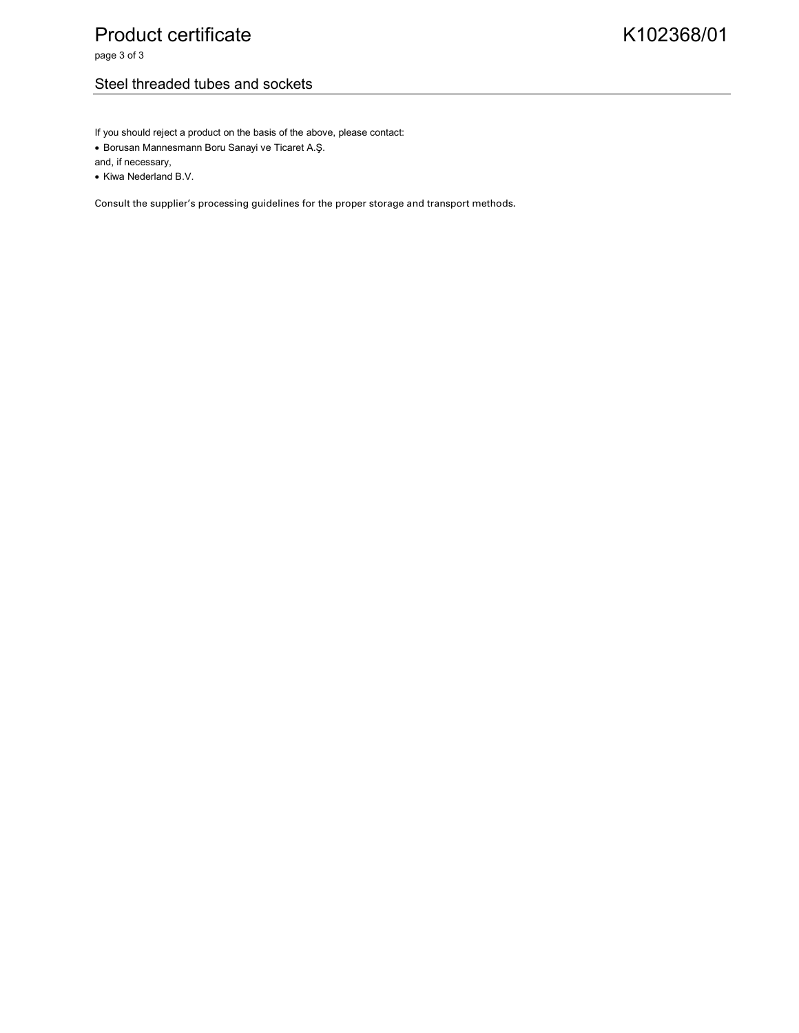If you should reject a product on the basis of the above, please contact:

- Borusan Mannesmann Boru Sanayi ve Ticaret A.Ş.

and, if necessary,

- Kiwa Nederland B.V.

Consult the supplier's processing guidelines for the proper storage and transport methods.